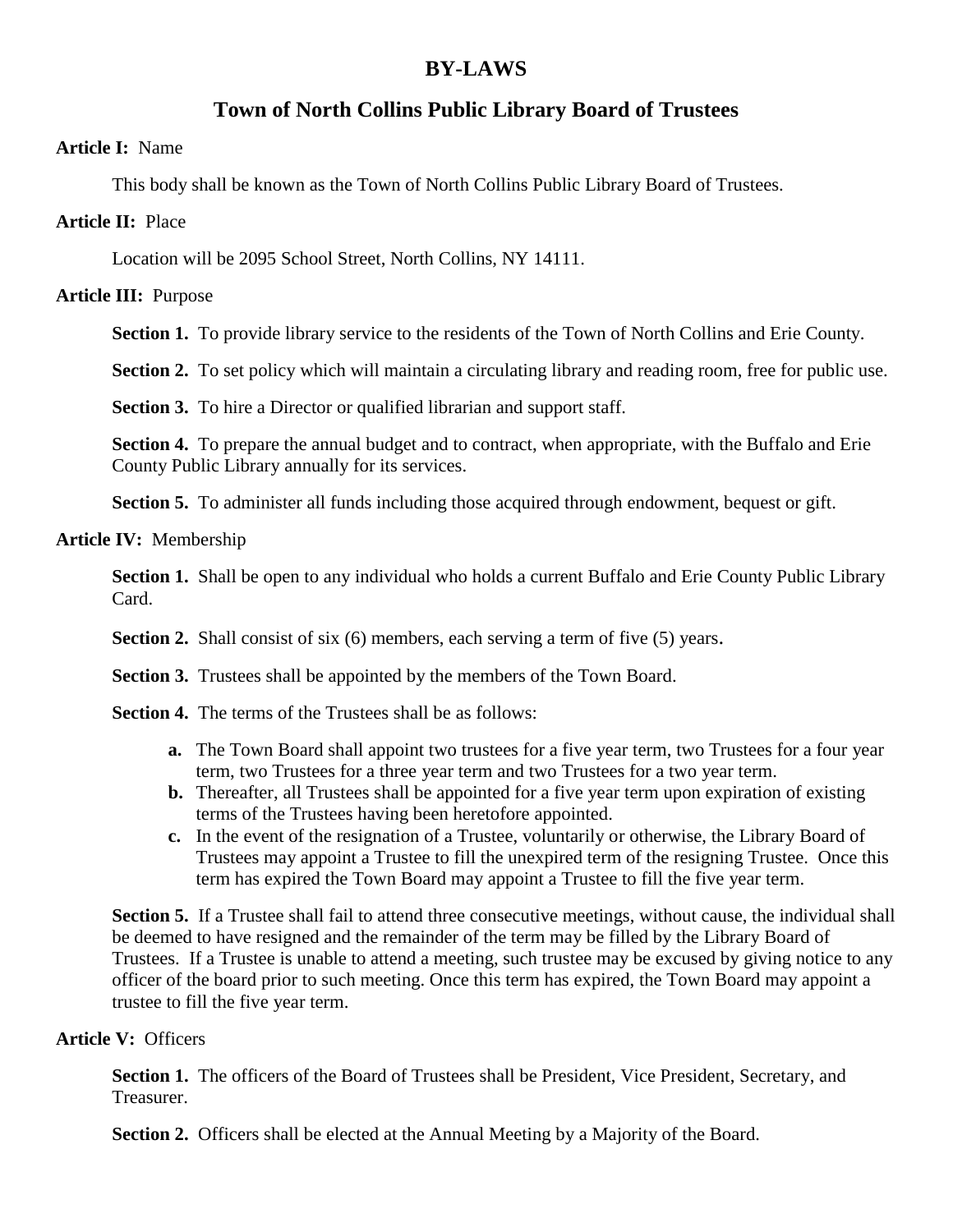# BY-LAWS

## Town of North Collins Public Library Board of Trustees

**Article I:** Name

This body shall be known as the Town of North Collins Public Library Board of Trustees.

**Article II:** Place

Location will be 2095 School Street, North Collins, NY 14111.

**Article III:** Purpose

**Section 1.** To provide library service to the residents of the Town of North Collins and Erie County.

**Section 2.** To set policy which will maintain a circulating library and reading room, free for public use.

**Section 3.** To hire a Director or qualified librarian and support staff.

**Section 4.** To prepare the annual budget and to contract, when appropriate, with the Buffalo and Erie County Public Library annually for its services.

**Section 5.** To administer all funds including those acquired through endowment, bequest or gift.

**Article IV:** Membership

**Section 1.** Shall be open to any individual who holds a current Buffalo and Erie County Public Library Card.

**Section 2.** Shall consist of six (6) members, each serving a term of five (5) years.

**Section 3.** Trustees shall be appointed by the members of the Town Board.

**Section 4.** The terms of the Trustees shall be as follows:

- **a.** The Town Board shall appoint two trustees for a five year term, two Trustees for a four year term, two Trustees for a three year term and two Trustees for a two year term.
- **b.** Thereafter, all Trustees shall be appointed for a five year term upon expiration of existing terms of the Trustees having been heretofore appointed.
- **c.** In the event of the resignation of a Trustee, voluntarily or otherwise, the Library Board of Trustees may appoint a Trustee to fill the unexpired term of the resigning Trustee. Once this term has expired the Town Board may appoint a Trustee to fill the five year term.

**Section 5.** If a Trustee shall fail to attend three consecutive meetings, without cause, the individual shall be deemed to have resigned and the remainder of the term may be filled by the Library Board of Trustees. If a Trustee is unable to attend a meeting, such trustee may be excused by giving notice to any officer of the board prior to such meeting. Once this term has expired, the Town Board may appoint a trustee to fill the five year term.

**Article V:** Officers

**Section 1.** The officers of the Board of Trustees shall be President, Vice President, Secretary, and Treasurer.

**Section 2.** Officers shall be elected at the Annual Meeting by a Majority of the Board.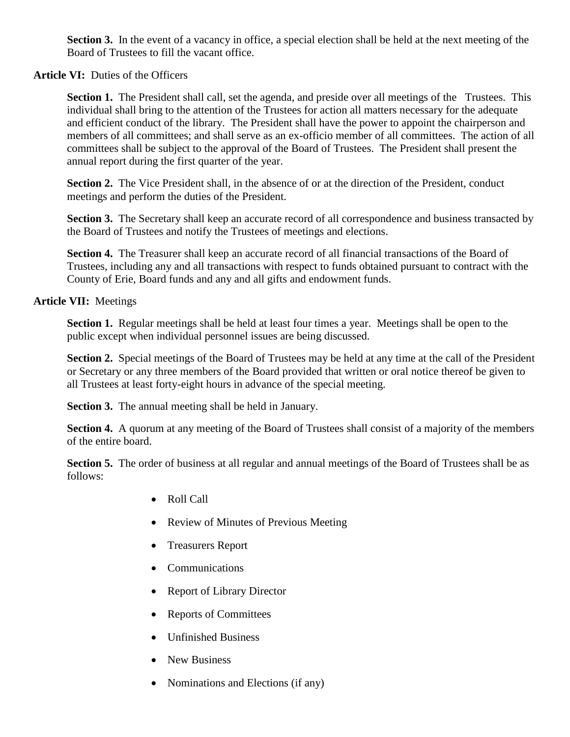**Section 3.** In the event of a vacancy in office, a special election shall be held at the next meeting of the Board of Trustees to fill the vacant office.

**Article VI:** Duties of the Officers

**Section 1.** The President shall call, set the agenda, and preside over all meetings of the Trustees. This individual shall bring to the attention of the Trustees for action all matters necessary for the adequate and efficient conduct of the library. The President shall have the power to appoint the chairperson and members of all committees; and shall serve as an ex-officio member of all committees. The action of all committees shall be subject to the approval of the Board of Trustees. The President shall present the annual report during the first quarter of the year.

**Section 2.** The Vice President shall, in the absence of or at the direction of the President, conduct meetings and perform the duties of the President.

**Section 3.** The Secretary shall keep an accurate record of all correspondence and business transacted by the Board of Trustees and notify the Trustees of meetings and elections.

**Section 4.** The Treasurer shall keep an accurate record of all financial transactions of the Board of Trustees, including any and all transactions with respect to funds obtained pursuant to contract with the County of Erie, Board funds and any and all gifts and endowment funds.

**Article VII:** Meetings

**Section 1.** Regular meetings shall be held at least four times a year. Meetings shall be open to the public except when individual personnel issues are being discussed.

**Section 2.** Special meetings of the Board of Trustees may be held at any time at the call of the President or Secretary or any three members of the Board provided that written or oral notice thereof be given to all Trustees at least forty-eight hours in advance of the special meeting.

**Section 3.** The annual meeting shall be held in January.

**Section 4.** A quorum at any meeting of the Board of Trustees shall consist of a majority of the members of the entire board.

**Section 5.** The order of business at all regular and annual meetings of the Board of Trustees shall be as follows:

- Roll Call
- Review of Minutes of Previous Meeting
- Treasurers Report
- Communications
- Report of Library Director
- Reports of Committees
- Unfinished Business
- New Business
- Nominations and Elections (if any)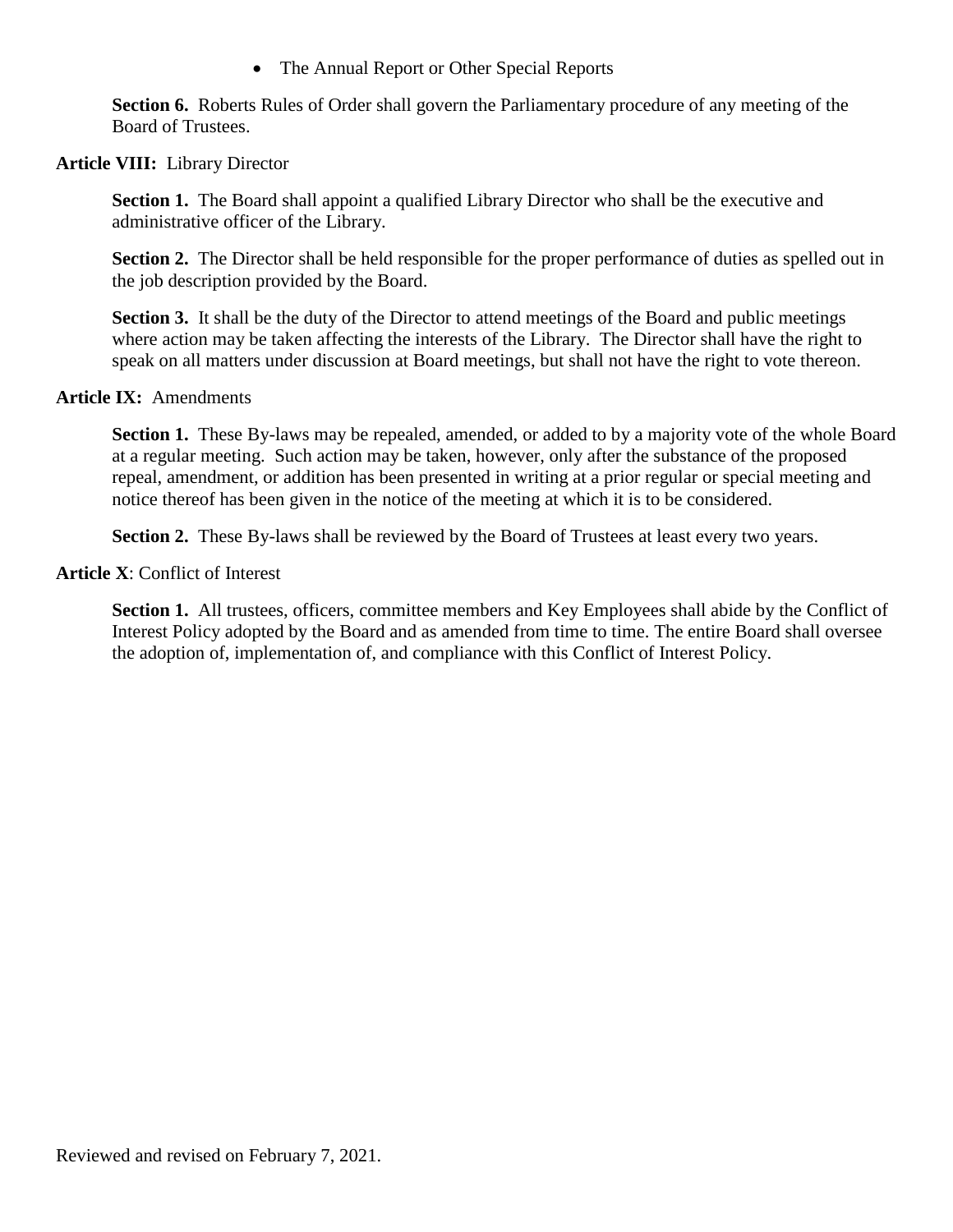- The Annual Report or Other Special Reports

**Section 6.** Roberts Rules of Order shall govern the Parliamentary procedure of any meeting of the Board of Trustees.

**Article VIII:** Library Director

**Section 1.** The Board shall appoint a qualified Library Director who shall be the executive and administrative officer of the Library.

**Section 2.** The Director shall be held responsible for the proper performance of duties as spelled out in the job description provided by the Board.

**Section 3.** It shall be the duty of the Director to attend meetings of the Board and public meetings where action may be taken affecting the interests of the Library. The Director shall have the right to speak on all matters under discussion at Board meetings, but shall not have the right to vote thereon.

**Article IX:** Amendments

**Section 1.** These By-laws may be repealed, amended, or added to by a majority vote of the whole Board at a regular meeting. Such action may be taken, however, only after the substance of the proposed repeal, amendment, or addition has been presented in writing at a prior regular or special meeting and notice thereof has been given in the notice of the meeting at which it is to be considered.

**Section 2.** These By-laws shall be reviewed by the Board of Trustees at least every two years.

**Article X**: Conflict of Interest

**Section 1.** All trustees, officers, committee members and Key Employees shall abide by the Conflict of Interest Policy adopted by the Board and as amended from time to time. The entire Board shall oversee the adoption of, implementation of, and compliance with this Conflict of Interest Policy.

Reviewed and revised on February 7, 2021.